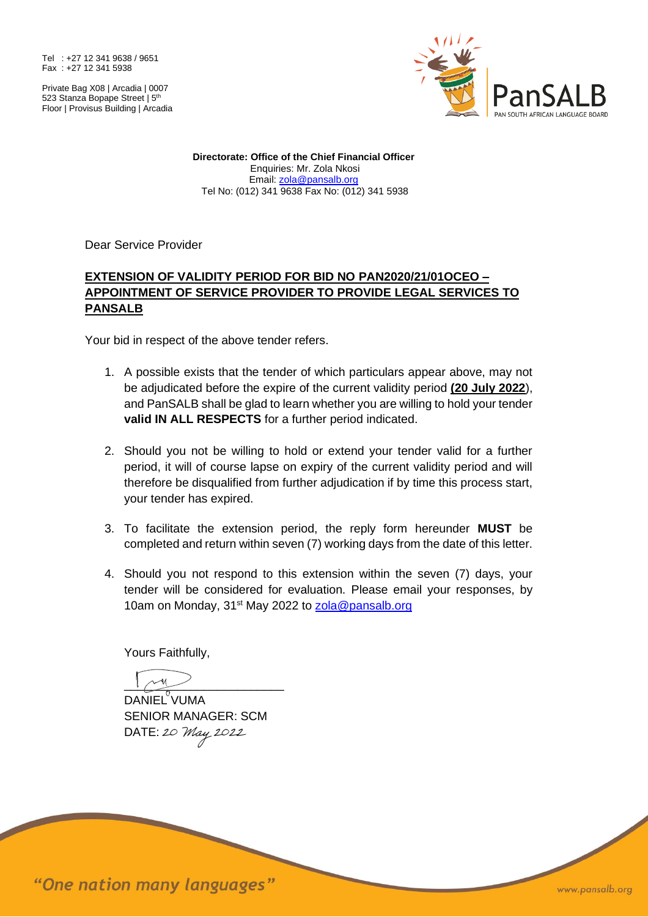Tel : +27 12 341 9638 / 9651
Fax : +27 12 341 5938

Private Bag X08 | Arcadia | 0007
523 Stanza Bopape Street | 5th Floor | Provisus Building | Arcadia

PanSALB
PAN SOUTH AFRICAN LANGUAGE BOARD

**Directorate: Office of the Chief Financial Officer**
Enquiries: Mr. Zola Nkosi
Email: zola@pansalb.org
Tel No: (012) 341 9638 Fax No: (012) 341 5938

Dear Service Provider

**EXTENSION OF VALIDITY PERIOD FOR BID NO PAN2020/21/01OCEO – APPOINTMENT OF SERVICE PROVIDER TO PROVIDE LEGAL SERVICES TO PANSALB**

Your bid in respect of the above tender refers.

1. A possible exists that the tender of which particulars appear above, may not be adjudicated before the expire of the current validity period **(20 July 2022**), and PanSALB shall be glad to learn whether you are willing to hold your tender **valid IN ALL RESPECTS** for a further period indicated.

2. Should you not be willing to hold or extend your tender valid for a further period, it will of course lapse on expiry of the current validity period and will therefore be disqualified from further adjudication if by time this process start, your tender has expired.

3. To facilitate the extension period, the reply form hereunder **MUST** be completed and return within seven (7) working days from the date of this letter.

4. Should you not respond to this extension within the seven (7) days, your tender will be considered for evaluation. Please email your responses, by 10am on Monday, 31st May 2022 to zola@pansalb.org

Yours Faithfully,

DANIEL VUMA
SENIOR MANAGER: SCM
DATE: *20 May 2022*

*"One nation many languages"*

www.pansalb.org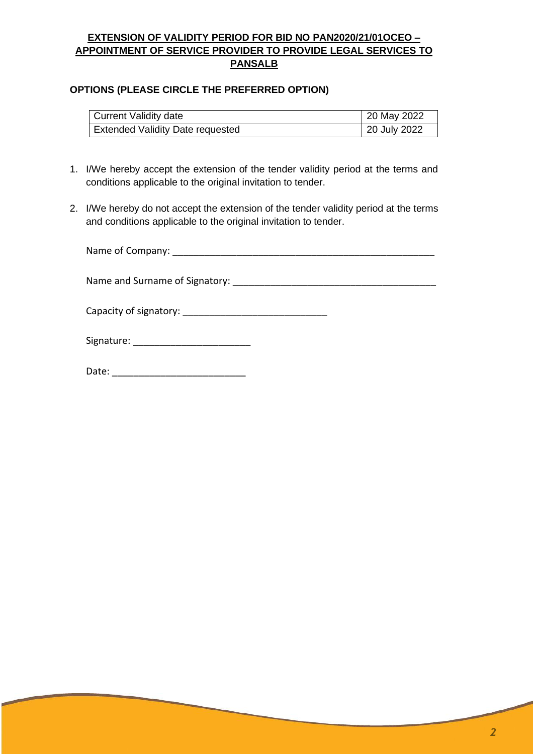**EXTENSION OF VALIDITY PERIOD FOR BID NO PAN2020/21/01OCEO – APPOINTMENT OF SERVICE PROVIDER TO PROVIDE LEGAL SERVICES TO PANSALB**

**OPTIONS (PLEASE CIRCLE THE PREFERRED OPTION)**

| | |
|---|---|
| Current Validity date | 20 May 2022 |
| Extended Validity Date requested | 20 July 2022 |

1. I/We hereby accept the extension of the tender validity period at the terms and conditions applicable to the original invitation to tender.

2. I/We hereby do not accept the extension of the tender validity period at the terms and conditions applicable to the original invitation to tender.

Name of Company: ___________________________________________________

Name and Surname of Signatory: _______________________________________

Capacity of signatory: ___________________________

Signature: ______________________

Date: _________________________